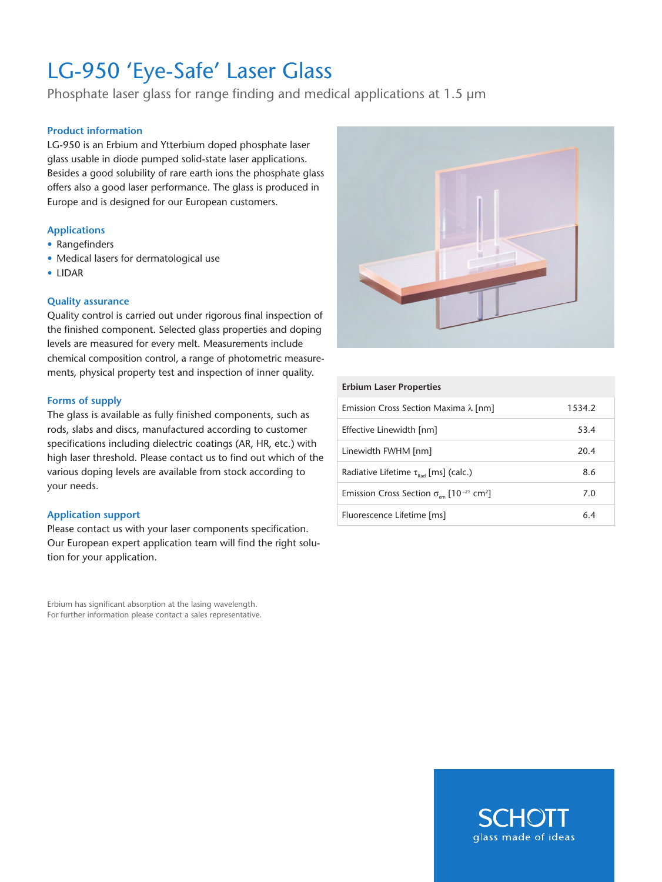# LG-950 'Eye-Safe' Laser Glass

Phosphate laser glass for range finding and medical applications at 1.5 µm

### Product information

LG-950 is an Erbium and Ytterbium doped phosphate laser glass usable in diode pumped solid-state laser applications. Besides a good solubility of rare earth ions the phosphate glass offers also a good laser performance. The glass is produced in Europe and is designed for our European customers.

### Applications

- Rangefinders
- Medical lasers for dermatological use
- LIDAR

### Quality assurance

Quality control is carried out under rigorous final inspection of the finished component. Selected glass properties and doping levels are measured for every melt. Measurements include chemical composition control, a range of photometric measurements, physical property test and inspection of inner quality.

### Forms of supply

The glass is available as fully finished components, such as rods, slabs and discs, manufactured according to customer specifications including dielectric coatings (AR, HR, etc.) with high laser threshold. Please contact us to find out which of the various doping levels are available from stock according to your needs.

### Application support

Please contact us with your laser components specification. Our European expert application team will find the right solution for your application.

| Erbium Laser Properties | |
|---|---|
| Emission Cross Section Maxima λ [nm] | 1534.2 |
| Effective Linewidth [nm] | 53.4 |
| Linewidth FWHM [nm] | 20.4 |
| Radiative Lifetime $\tau_{Rad}$ [ms] (calc.) | 8.6 |
| Emission Cross Section $\sigma_{em}$ [$10^{-21}$ $cm^2$] | 7.0 |
| Fluorescence Lifetime [ms] | 6.4 |

Erbium has significant absorption at the lasing wavelength.
For further information please contact a sales representative.

SCHOTT
glass made of ideas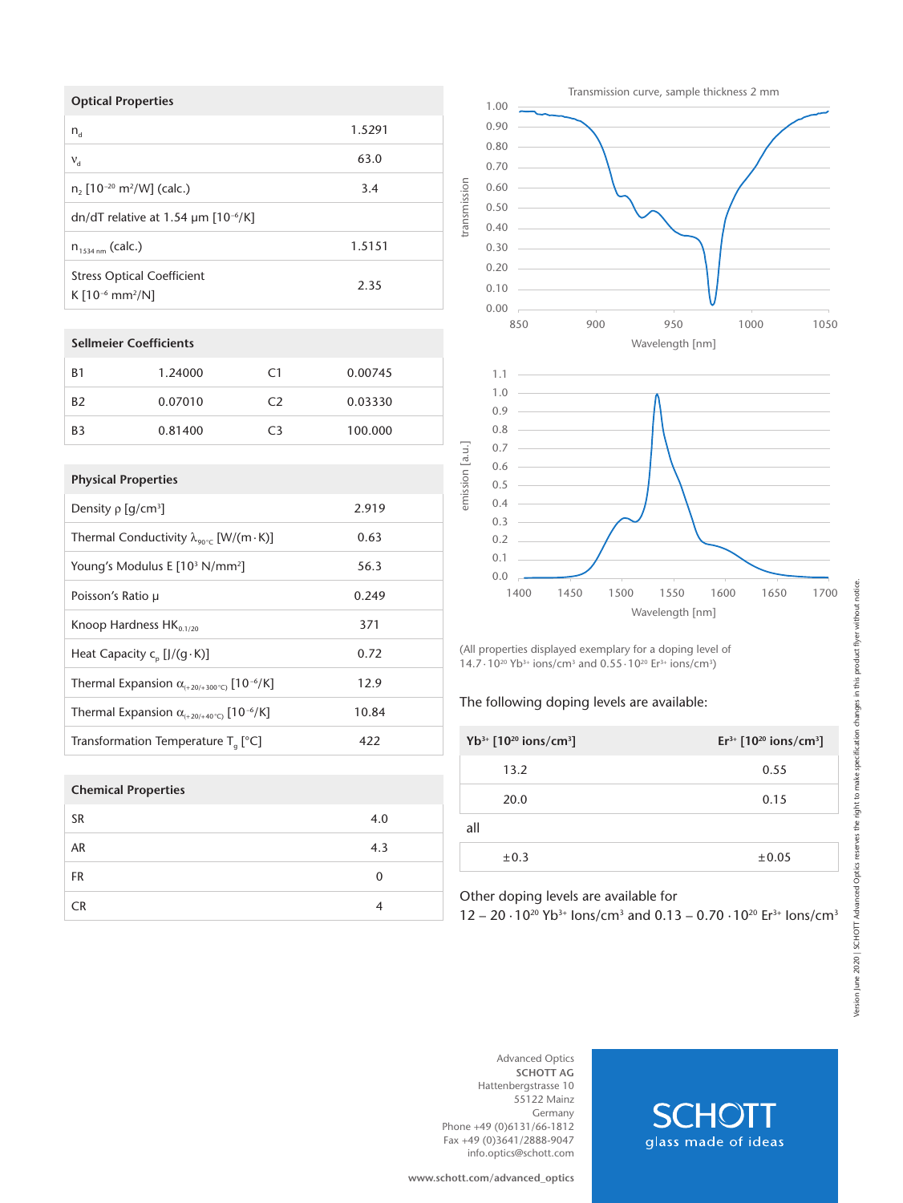| Optical Properties | |
|---|---|
| $n_d$ | 1.5291 |
| $\nu_d$ | 63.0 |
| $n_2$ [$10^{-20}$ m²/W] (calc.) | 3.4 |
| dn/dT relative at 1.54 µm [$10^{-6}$/K] | |
| $n_{1534\,nm}$ (calc.) | 1.5151 |
| Stress Optical Coefficient K [$10^{-6}$ mm²/N] | 2.35 |

| Sellmeier Coefficients | | | |
|---|---|---|---|
| B1 | 1.24000 | C1 | 0.00745 |
| B2 | 0.07010 | C2 | 0.03330 |
| B3 | 0.81400 | C3 | 100.000 |

| Physical Properties | |
|---|---|
| Density ρ [g/cm³] | 2.919 |
| Thermal Conductivity $\lambda_{90°C}$ [W/(m·K)] | 0.63 |
| Young's Modulus E [10³ N/mm²] | 56.3 |
| Poisson's Ratio µ | 0.249 |
| Knoop Hardness $HK_{0.1/20}$ | 371 |
| Heat Capacity $c_p$ [J/(g·K)] | 0.72 |
| Thermal Expansion $\alpha_{(+20/+300°C)}$ [$10^{-6}$/K] | 12.9 |
| Thermal Expansion $\alpha_{(+20/+40°C)}$ [$10^{-6}$/K] | 10.84 |
| Transformation Temperature $T_g$ [°C] | 422 |

| Chemical Properties | |
|---|---|
| SR | 4.0 |
| AR | 4.3 |
| FR | 0 |
| CR | 4 |

Transmission curve, sample thickness 2 mm

transmission

1.00 0.90 0.80 0.70 0.60 0.50 0.40 0.30 0.20 0.10 0.00

850 900 950 1000 1050

Wavelength [nm]

emission [a.u.]

1.1 1.0 0.9 0.8 0.7 0.6 0.5 0.4 0.3 0.2 0.1 0.0

1400 1450 1500 1550 1600 1650 1700

Wavelength [nm]

(All properties displayed exemplary for a doping level of $14.7 \cdot 10^{20}$ $Yb^{3+}$ ions/cm³ and $0.55 \cdot 10^{20}$ $Er^{3+}$ ions/cm³)

The following doping levels are available:

| $Yb^{3+}$ [$10^{20}$ ions/cm³] | $Er^{3+}$ [$10^{20}$ ions/cm³] |
|---|---|
| 13.2 | 0.55 |
| 20.0 | 0.15 |
| all | |
| ±0.3 | ±0.05 |

Other doping levels are available for
12 – 20 · $10^{20}$ $Yb^{3+}$ Ions/cm³ and 0.13 – 0.70 · $10^{20}$ $Er^{3+}$ Ions/cm³

Version June 2020 | SCHOTT Advanced Optics reserves the right to make specification changes in this product flyer without notice.

Advanced Optics
**SCHOTT AG**
Hattenbergstrasse 10
55122 Mainz
Germany
Phone +49 (0)6131/66-1812
Fax +49 (0)3641/2888-9047
info.optics@schott.com

www.schott.com/advanced_optics

SCHOTT
glass made of ideas